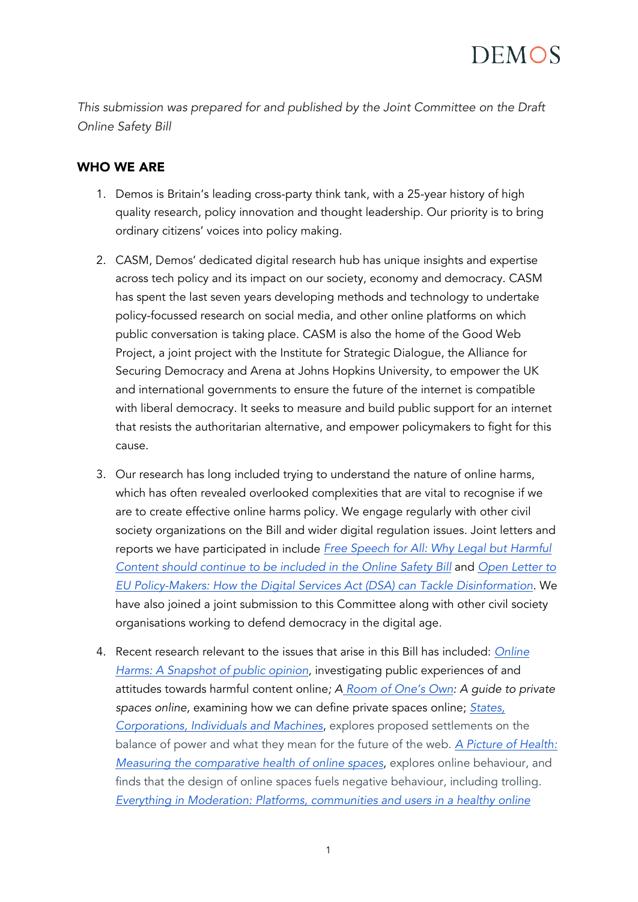*This submission was prepared for and published by the Joint Committee on the Draft Online Safety Bill*

## WHO WE ARE

1. Demos is Britain's leading cross-party think tank, with a 25-year history of high quality research, policy innovation and thought leadership. Our priority is to bring ordinary citizens' voices into policy making.

2. CASM, Demos' dedicated digital research hub has unique insights and expertise across tech policy and its impact on our society, economy and democracy. CASM has spent the last seven years developing methods and technology to undertake policy-focussed research on social media, and other online platforms on which public conversation is taking place. CASM is also the home of the Good Web Project, a joint project with the Institute for Strategic Dialogue, the Alliance for Securing Democracy and Arena at Johns Hopkins University, to empower the UK and international governments to ensure the future of the internet is compatible with liberal democracy. It seeks to measure and build public support for an internet that resists the authoritarian alternative, and empower policymakers to fight for this cause.

3. Our research has long included trying to understand the nature of online harms, which has often revealed overlooked complexities that are vital to recognise if we are to create effective online harms policy. We engage regularly with other civil society organizations on the Bill and wider digital regulation issues. Joint letters and reports we have participated in include *Free Speech for All: Why Legal but Harmful Content should continue to be included in the Online Safety Bill* and *Open Letter to EU Policy-Makers: How the Digital Services Act (DSA) can Tackle Disinformation*. We have also joined a joint submission to this Committee along with other civil society organisations working to defend democracy in the digital age.

4. Recent research relevant to the issues that arise in this Bill has included: *Online Harms: A Snapshot of public opinion*, investigating public experiences of and attitudes towards harmful content online; *A Room of One's Own: A guide to private spaces online*, examining how we can define private spaces online; *States, Corporations, Individuals and Machines*, explores proposed settlements on the balance of power and what they mean for the future of the web. *A Picture of Health: Measuring the comparative health of online spaces*, explores online behaviour, and finds that the design of online spaces fuels negative behaviour, including trolling. *Everything in Moderation: Platforms, communities and users in a healthy online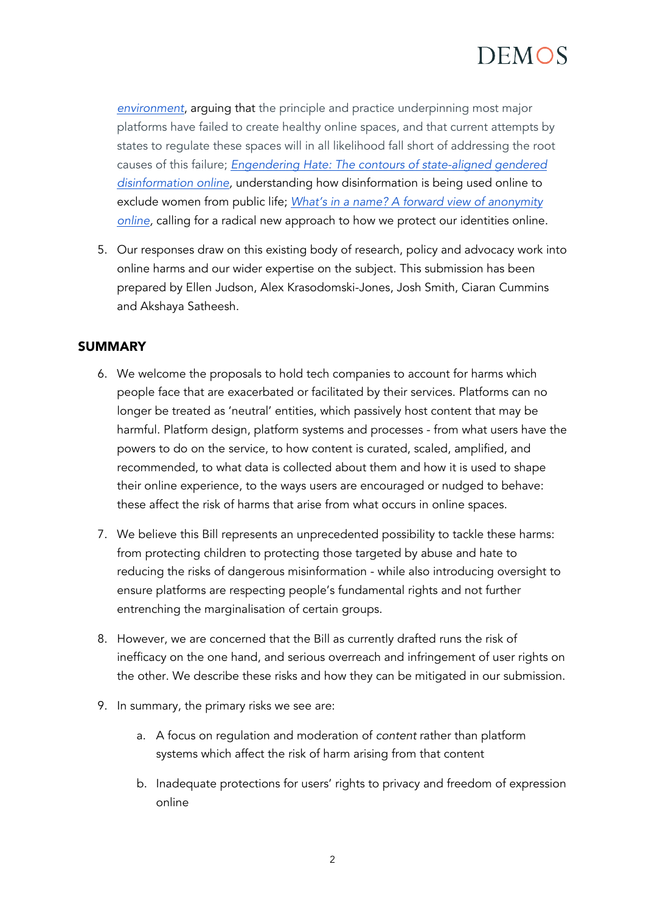*environment*, arguing that the principle and practice underpinning most major platforms have failed to create healthy online spaces, and that current attempts by states to regulate these spaces will in all likelihood fall short of addressing the root causes of this failure; *Engendering Hate: The contours of state-aligned gendered disinformation online*, understanding how disinformation is being used online to exclude women from public life; *What's in a name? A forward view of anonymity online*, calling for a radical new approach to how we protect our identities online.

5. Our responses draw on this existing body of research, policy and advocacy work into online harms and our wider expertise on the subject. This submission has been prepared by Ellen Judson, Alex Krasodomski-Jones, Josh Smith, Ciaran Cummins and Akshaya Satheesh.

## SUMMARY

6. We welcome the proposals to hold tech companies to account for harms which people face that are exacerbated or facilitated by their services. Platforms can no longer be treated as 'neutral' entities, which passively host content that may be harmful. Platform design, platform systems and processes - from what users have the powers to do on the service, to how content is curated, scaled, amplified, and recommended, to what data is collected about them and how it is used to shape their online experience, to the ways users are encouraged or nudged to behave: these affect the risk of harms that arise from what occurs in online spaces.

7. We believe this Bill represents an unprecedented possibility to tackle these harms: from protecting children to protecting those targeted by abuse and hate to reducing the risks of dangerous misinformation - while also introducing oversight to ensure platforms are respecting people's fundamental rights and not further entrenching the marginalisation of certain groups.

8. However, we are concerned that the Bill as currently drafted runs the risk of inefficacy on the one hand, and serious overreach and infringement of user rights on the other. We describe these risks and how they can be mitigated in our submission.

9. In summary, the primary risks we see are:

    a. A focus on regulation and moderation of *content* rather than platform systems which affect the risk of harm arising from that content

    b. Inadequate protections for users' rights to privacy and freedom of expression online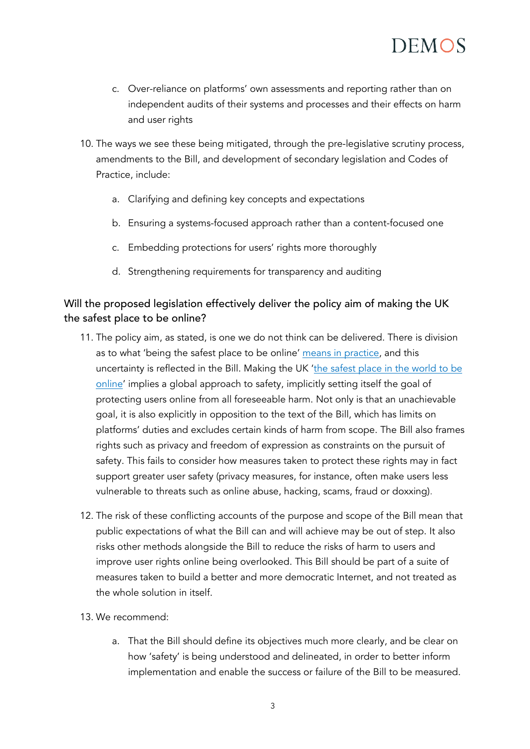c. Over-reliance on platforms' own assessments and reporting rather than on independent audits of their systems and processes and their effects on harm and user rights

10. The ways we see these being mitigated, through the pre-legislative scrutiny process, amendments to the Bill, and development of secondary legislation and Codes of Practice, include:

    a. Clarifying and defining key concepts and expectations

    b. Ensuring a systems-focused approach rather than a content-focused one

    c. Embedding protections for users' rights more thoroughly

    d. Strengthening requirements for transparency and auditing

## Will the proposed legislation effectively deliver the policy aim of making the UK the safest place to be online?

11. The policy aim, as stated, is one we do not think can be delivered. There is division as to what 'being the safest place to be online' means in practice, and this uncertainty is reflected in the Bill. Making the UK 'the safest place in the world to be online' implies a global approach to safety, implicitly setting itself the goal of protecting users online from all foreseeable harm. Not only is that an unachievable goal, it is also explicitly in opposition to the text of the Bill, which has limits on platforms' duties and excludes certain kinds of harm from scope. The Bill also frames rights such as privacy and freedom of expression as constraints on the pursuit of safety. This fails to consider how measures taken to protect these rights may in fact support greater user safety (privacy measures, for instance, often make users less vulnerable to threats such as online abuse, hacking, scams, fraud or doxxing).

12. The risk of these conflicting accounts of the purpose and scope of the Bill mean that public expectations of what the Bill can and will achieve may be out of step. It also risks other methods alongside the Bill to reduce the risks of harm to users and improve user rights online being overlooked. This Bill should be part of a suite of measures taken to build a better and more democratic Internet, and not treated as the whole solution in itself.

13. We recommend:

    a. That the Bill should define its objectives much more clearly, and be clear on how 'safety' is being understood and delineated, in order to better inform implementation and enable the success or failure of the Bill to be measured.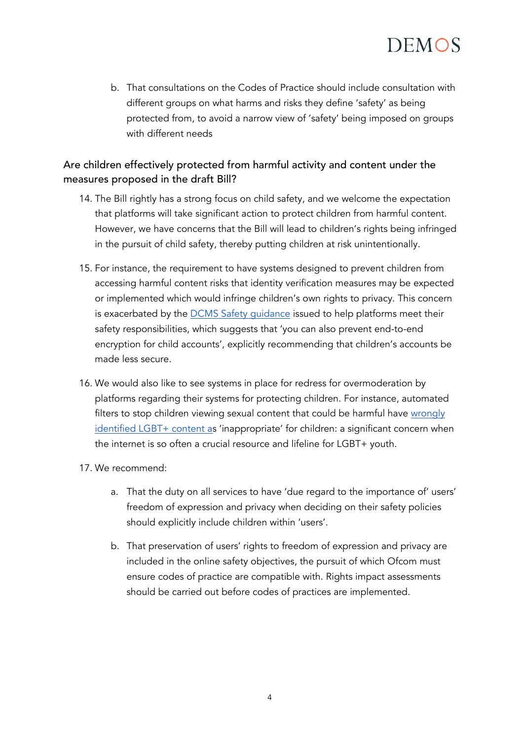b. That consultations on the Codes of Practice should include consultation with different groups on what harms and risks they define 'safety' as being protected from, to avoid a narrow view of 'safety' being imposed on groups with different needs

## Are children effectively protected from harmful activity and content under the measures proposed in the draft Bill?

14. The Bill rightly has a strong focus on child safety, and we welcome the expectation that platforms will take significant action to protect children from harmful content. However, we have concerns that the Bill will lead to children's rights being infringed in the pursuit of child safety, thereby putting children at risk unintentionally.

15. For instance, the requirement to have systems designed to prevent children from accessing harmful content risks that identity verification measures may be expected or implemented which would infringe children's own rights to privacy. This concern is exacerbated by the DCMS Safety guidance issued to help platforms meet their safety responsibilities, which suggests that 'you can also prevent end-to-end encryption for child accounts', explicitly recommending that children's accounts be made less secure.

16. We would also like to see systems in place for redress for overmoderation by platforms regarding their systems for protecting children. For instance, automated filters to stop children viewing sexual content that could be harmful have wrongly identified LGBT+ content as 'inappropriate' for children: a significant concern when the internet is so often a crucial resource and lifeline for LGBT+ youth.

17. We recommend:

    a. That the duty on all services to have 'due regard to the importance of' users' freedom of expression and privacy when deciding on their safety policies should explicitly include children within 'users'.

    b. That preservation of users' rights to freedom of expression and privacy are included in the online safety objectives, the pursuit of which Ofcom must ensure codes of practice are compatible with. Rights impact assessments should be carried out before codes of practices are implemented.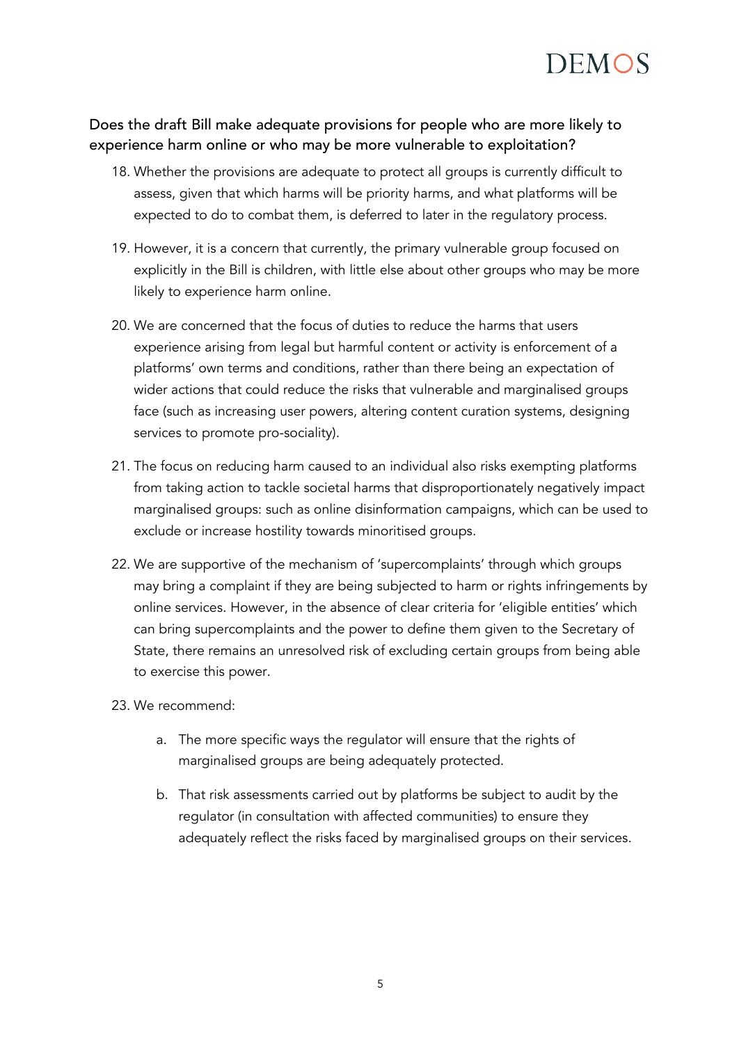## Does the draft Bill make adequate provisions for people who are more likely to experience harm online or who may be more vulnerable to exploitation?

18. Whether the provisions are adequate to protect all groups is currently difficult to assess, given that which harms will be priority harms, and what platforms will be expected to do to combat them, is deferred to later in the regulatory process.

19. However, it is a concern that currently, the primary vulnerable group focused on explicitly in the Bill is children, with little else about other groups who may be more likely to experience harm online.

20. We are concerned that the focus of duties to reduce the harms that users experience arising from legal but harmful content or activity is enforcement of a platforms' own terms and conditions, rather than there being an expectation of wider actions that could reduce the risks that vulnerable and marginalised groups face (such as increasing user powers, altering content curation systems, designing services to promote pro-sociality).

21. The focus on reducing harm caused to an individual also risks exempting platforms from taking action to tackle societal harms that disproportionately negatively impact marginalised groups: such as online disinformation campaigns, which can be used to exclude or increase hostility towards minoritised groups.

22. We are supportive of the mechanism of 'supercomplaints' through which groups may bring a complaint if they are being subjected to harm or rights infringements by online services. However, in the absence of clear criteria for 'eligible entities' which can bring supercomplaints and the power to define them given to the Secretary of State, there remains an unresolved risk of excluding certain groups from being able to exercise this power.

23. We recommend:

    a. The more specific ways the regulator will ensure that the rights of marginalised groups are being adequately protected.

    b. That risk assessments carried out by platforms be subject to audit by the regulator (in consultation with affected communities) to ensure they adequately reflect the risks faced by marginalised groups on their services.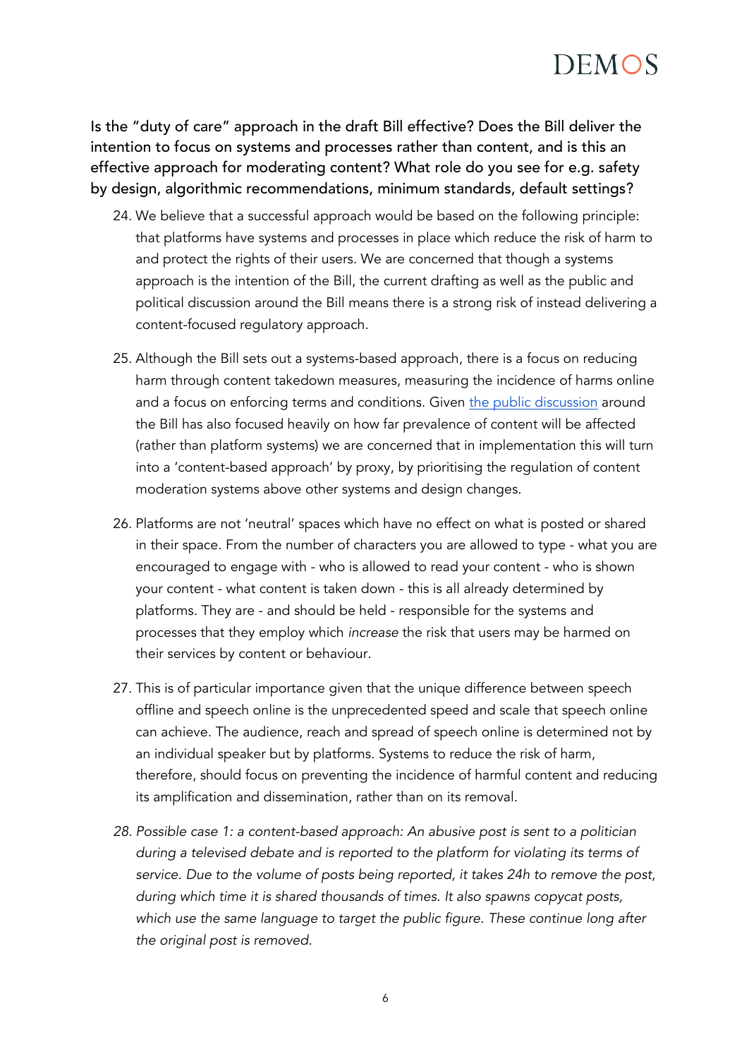### Is the "duty of care" approach in the draft Bill effective? Does the Bill deliver the intention to focus on systems and processes rather than content, and is this an effective approach for moderating content? What role do you see for e.g. safety by design, algorithmic recommendations, minimum standards, default settings?

24. We believe that a successful approach would be based on the following principle: that platforms have systems and processes in place which reduce the risk of harm to and protect the rights of their users. We are concerned that though a systems approach is the intention of the Bill, the current drafting as well as the public and political discussion around the Bill means there is a strong risk of instead delivering a content-focused regulatory approach.

25. Although the Bill sets out a systems-based approach, there is a focus on reducing harm through content takedown measures, measuring the incidence of harms online and a focus on enforcing terms and conditions. Given the public discussion around the Bill has also focused heavily on how far prevalence of content will be affected (rather than platform systems) we are concerned that in implementation this will turn into a 'content-based approach' by proxy, by prioritising the regulation of content moderation systems above other systems and design changes.

26. Platforms are not 'neutral' spaces which have no effect on what is posted or shared in their space. From the number of characters you are allowed to type - what you are encouraged to engage with - who is allowed to read your content - who is shown your content - what content is taken down - this is all already determined by platforms. They are - and should be held - responsible for the systems and processes that they employ which *increase* the risk that users may be harmed on their services by content or behaviour.

27. This is of particular importance given that the unique difference between speech offline and speech online is the unprecedented speed and scale that speech online can achieve. The audience, reach and spread of speech online is determined not by an individual speaker but by platforms. Systems to reduce the risk of harm, therefore, should focus on preventing the incidence of harmful content and reducing its amplification and dissemination, rather than on its removal.

28. *Possible case 1: a content-based approach: An abusive post is sent to a politician during a televised debate and is reported to the platform for violating its terms of service. Due to the volume of posts being reported, it takes 24h to remove the post, during which time it is shared thousands of times. It also spawns copycat posts, which use the same language to target the public figure. These continue long after the original post is removed.*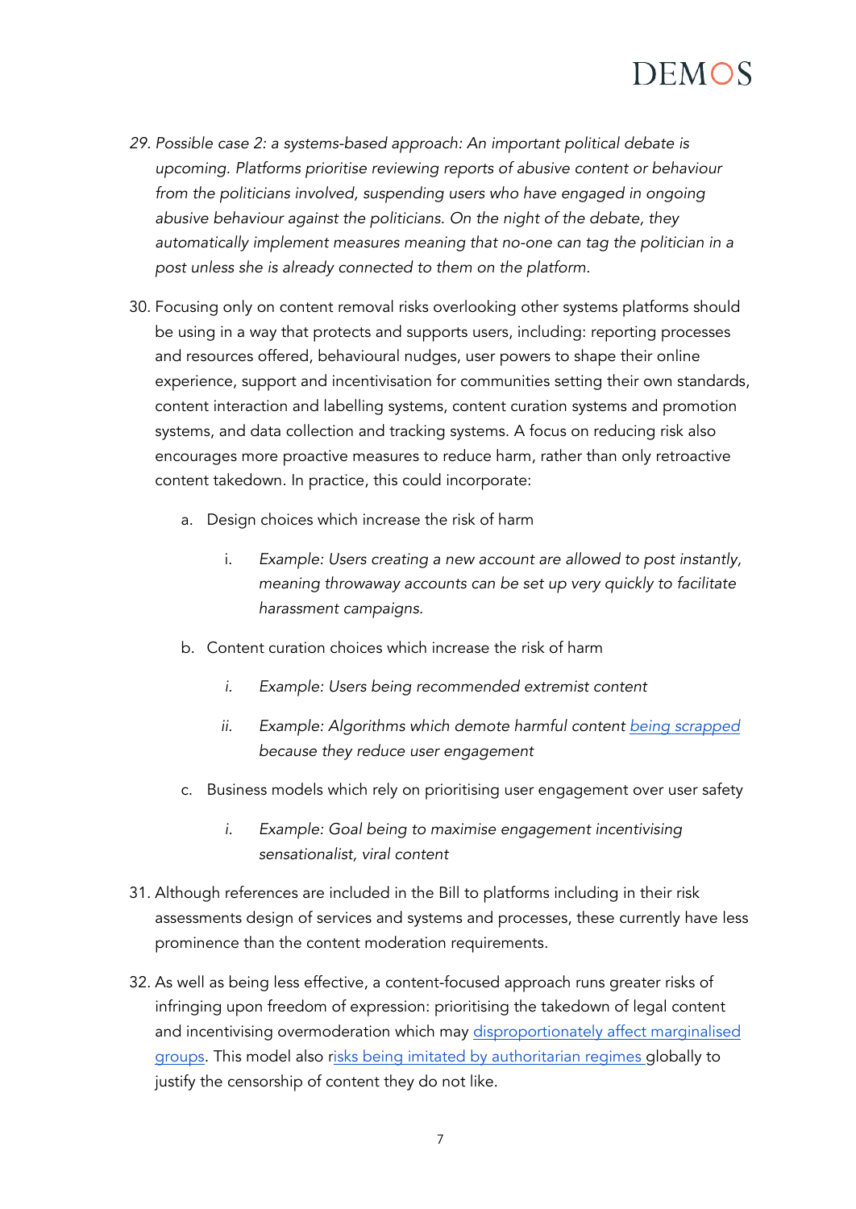29. *Possible case 2: a systems-based approach: An important political debate is upcoming. Platforms prioritise reviewing reports of abusive content or behaviour from the politicians involved, suspending users who have engaged in ongoing abusive behaviour against the politicians. On the night of the debate, they automatically implement measures meaning that no-one can tag the politician in a post unless she is already connected to them on the platform.*

30. Focusing only on content removal risks overlooking other systems platforms should be using in a way that protects and supports users, including: reporting processes and resources offered, behavioural nudges, user powers to shape their online experience, support and incentivisation for communities setting their own standards, content interaction and labelling systems, content curation systems and promotion systems, and data collection and tracking systems. A focus on reducing risk also encourages more proactive measures to reduce harm, rather than only retroactive content takedown. In practice, this could incorporate:

    a. Design choices which increase the risk of harm

        i. *Example: Users creating a new account are allowed to post instantly, meaning throwaway accounts can be set up very quickly to facilitate harassment campaigns.*

    b. Content curation choices which increase the risk of harm

        i. *Example: Users being recommended extremist content*

        ii. *Example: Algorithms which demote harmful content being scrapped because they reduce user engagement*

    c. Business models which rely on prioritising user engagement over user safety

        i. *Example: Goal being to maximise engagement incentivising sensationalist, viral content*

31. Although references are included in the Bill to platforms including in their risk assessments design of services and systems and processes, these currently have less prominence than the content moderation requirements.

32. As well as being less effective, a content-focused approach runs greater risks of infringing upon freedom of expression: prioritising the takedown of legal content and incentivising overmoderation which may disproportionately affect marginalised groups. This model also risks being imitated by authoritarian regimes globally to justify the censorship of content they do not like.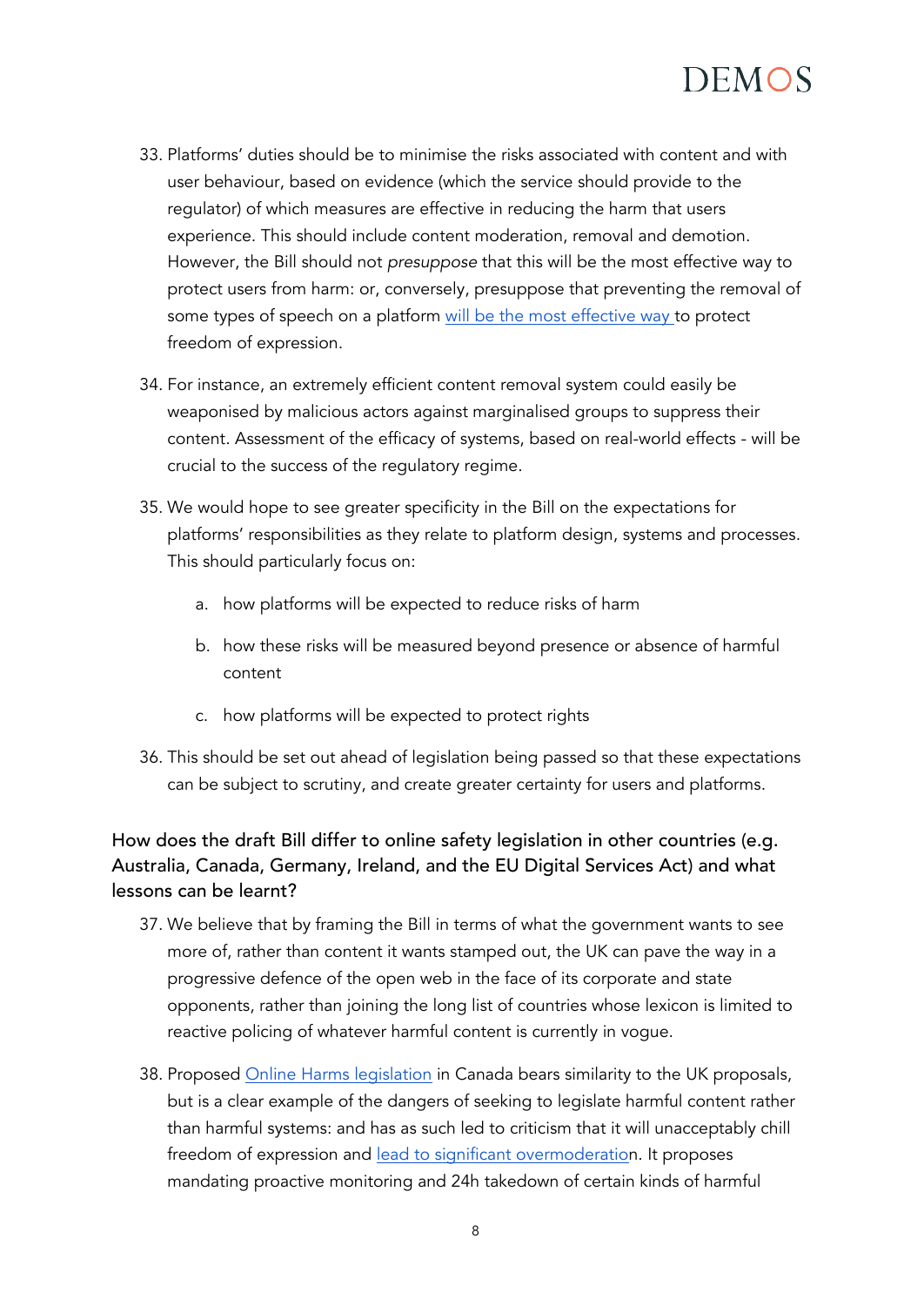33. Platforms' duties should be to minimise the risks associated with content and with user behaviour, based on evidence (which the service should provide to the regulator) of which measures are effective in reducing the harm that users experience. This should include content moderation, removal and demotion. However, the Bill should not *presuppose* that this will be the most effective way to protect users from harm: or, conversely, presuppose that preventing the removal of some types of speech on a platform will be the most effective way to protect freedom of expression.

34. For instance, an extremely efficient content removal system could easily be weaponised by malicious actors against marginalised groups to suppress their content. Assessment of the efficacy of systems, based on real-world effects - will be crucial to the success of the regulatory regime.

35. We would hope to see greater specificity in the Bill on the expectations for platforms' responsibilities as they relate to platform design, systems and processes. This should particularly focus on:

    a. how platforms will be expected to reduce risks of harm

    b. how these risks will be measured beyond presence or absence of harmful content

    c. how platforms will be expected to protect rights

36. This should be set out ahead of legislation being passed so that these expectations can be subject to scrutiny, and create greater certainty for users and platforms.

## How does the draft Bill differ to online safety legislation in other countries (e.g. Australia, Canada, Germany, Ireland, and the EU Digital Services Act) and what lessons can be learnt?

37. We believe that by framing the Bill in terms of what the government wants to see more of, rather than content it wants stamped out, the UK can pave the way in a progressive defence of the open web in the face of its corporate and state opponents, rather than joining the long list of countries whose lexicon is limited to reactive policing of whatever harmful content is currently in vogue.

38. Proposed Online Harms legislation in Canada bears similarity to the UK proposals, but is a clear example of the dangers of seeking to legislate harmful content rather than harmful systems: and has as such led to criticism that it will unacceptably chill freedom of expression and lead to significant overmoderation. It proposes mandating proactive monitoring and 24h takedown of certain kinds of harmful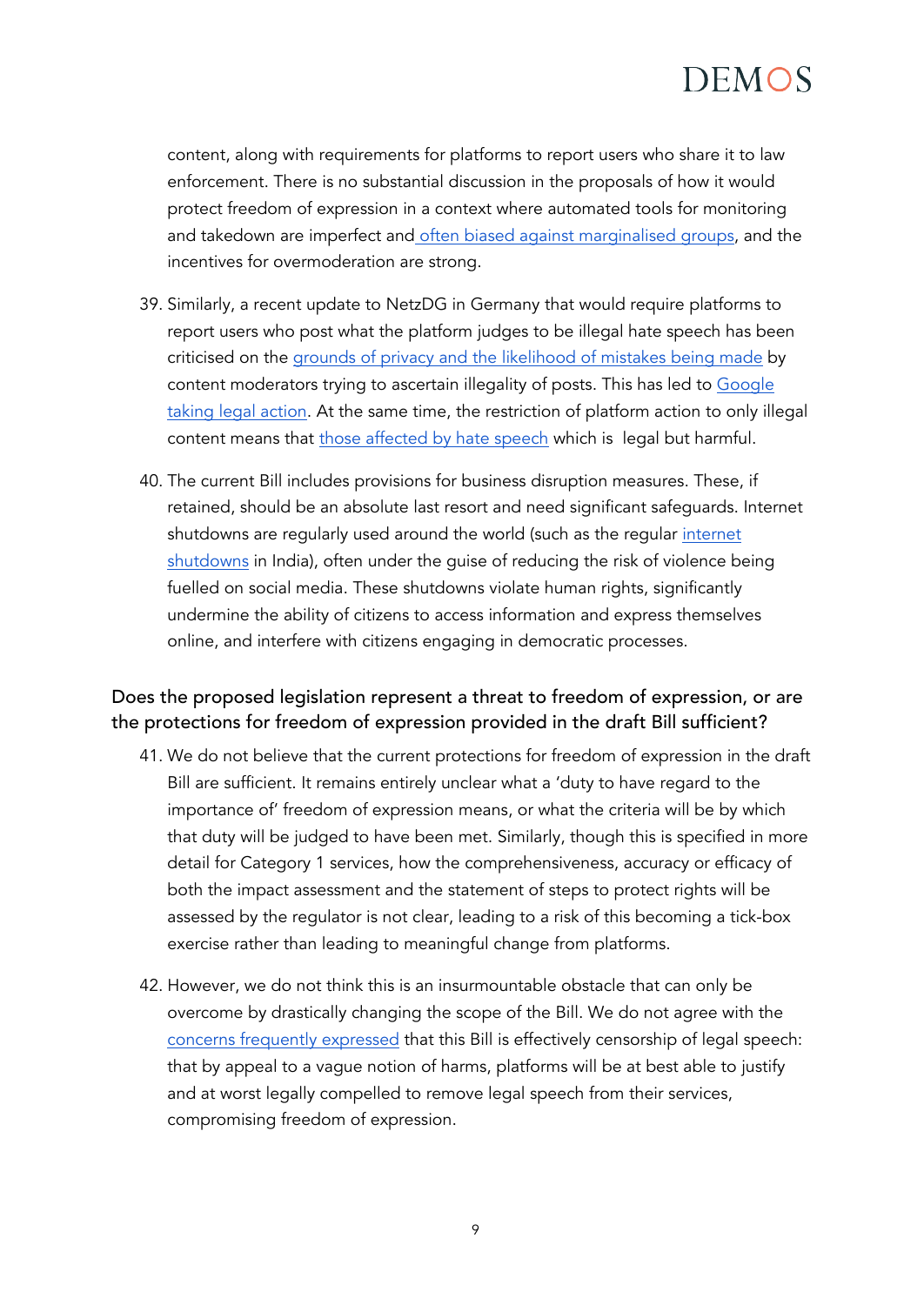content, along with requirements for platforms to report users who share it to law enforcement. There is no substantial discussion in the proposals of how it would protect freedom of expression in a context where automated tools for monitoring and takedown are imperfect and often biased against marginalised groups, and the incentives for overmoderation are strong.

39. Similarly, a recent update to NetzDG in Germany that would require platforms to report users who post what the platform judges to be illegal hate speech has been criticised on the grounds of privacy and the likelihood of mistakes being made by content moderators trying to ascertain illegality of posts. This has led to Google taking legal action. At the same time, the restriction of platform action to only illegal content means that those affected by hate speech which is  legal but harmful.

40. The current Bill includes provisions for business disruption measures. These, if retained, should be an absolute last resort and need significant safeguards. Internet shutdowns are regularly used around the world (such as the regular internet shutdowns in India), often under the guise of reducing the risk of violence being fuelled on social media. These shutdowns violate human rights, significantly undermine the ability of citizens to access information and express themselves online, and interfere with citizens engaging in democratic processes.

## Does the proposed legislation represent a threat to freedom of expression, or are the protections for freedom of expression provided in the draft Bill sufficient?

41. We do not believe that the current protections for freedom of expression in the draft Bill are sufficient. It remains entirely unclear what a 'duty to have regard to the importance of' freedom of expression means, or what the criteria will be by which that duty will be judged to have been met. Similarly, though this is specified in more detail for Category 1 services, how the comprehensiveness, accuracy or efficacy of both the impact assessment and the statement of steps to protect rights will be assessed by the regulator is not clear, leading to a risk of this becoming a tick-box exercise rather than leading to meaningful change from platforms.

42. However, we do not think this is an insurmountable obstacle that can only be overcome by drastically changing the scope of the Bill. We do not agree with the concerns frequently expressed that this Bill is effectively censorship of legal speech: that by appeal to a vague notion of harms, platforms will be at best able to justify and at worst legally compelled to remove legal speech from their services, compromising freedom of expression.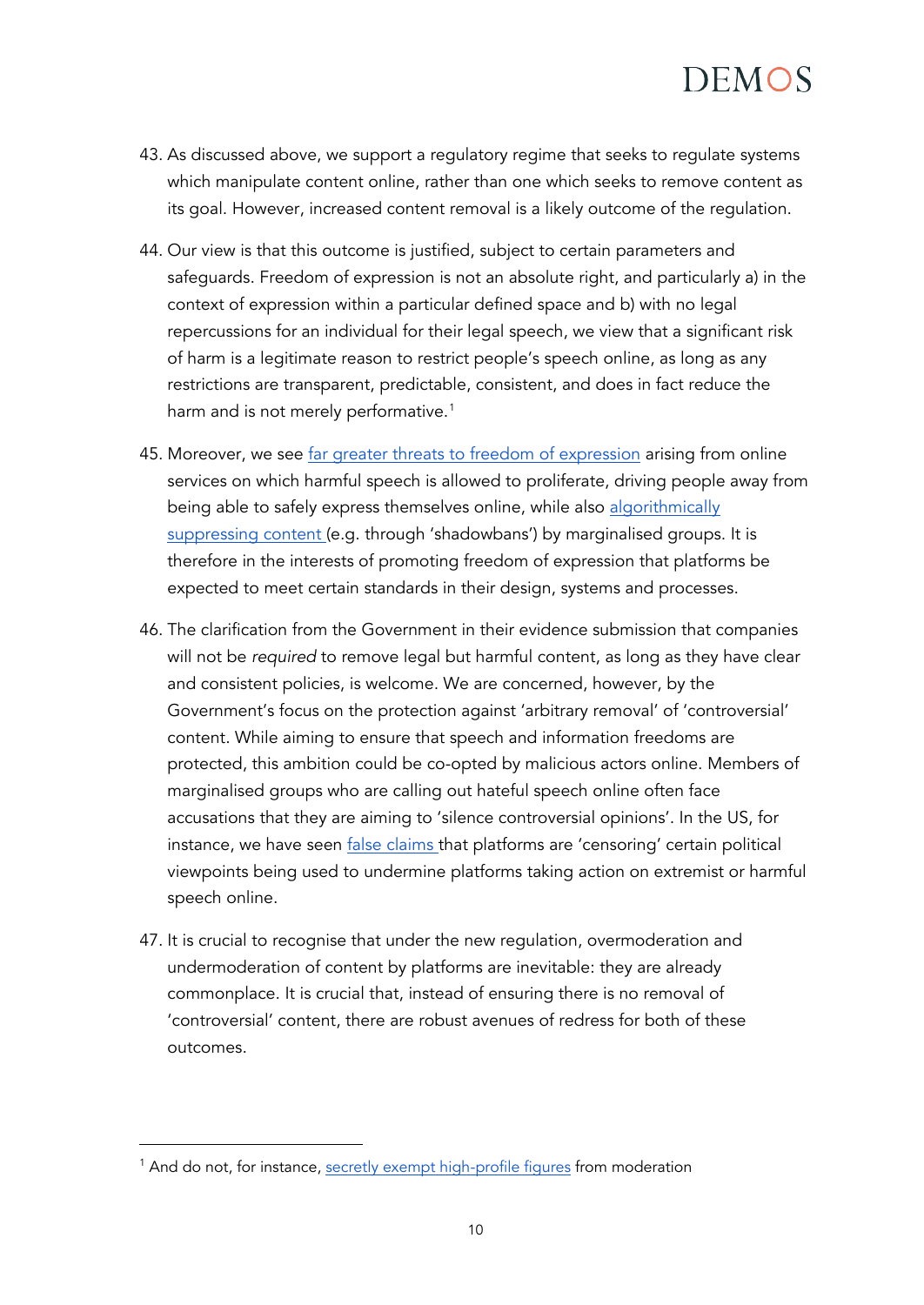43. As discussed above, we support a regulatory regime that seeks to regulate systems which manipulate content online, rather than one which seeks to remove content as its goal. However, increased content removal is a likely outcome of the regulation.

44. Our view is that this outcome is justified, subject to certain parameters and safeguards. Freedom of expression is not an absolute right, and particularly a) in the context of expression within a particular defined space and b) with no legal repercussions for an individual for their legal speech, we view that a significant risk of harm is a legitimate reason to restrict people's speech online, as long as any restrictions are transparent, predictable, consistent, and does in fact reduce the harm and is not merely performative.[1]

45. Moreover, we see far greater threats to freedom of expression arising from online services on which harmful speech is allowed to proliferate, driving people away from being able to safely express themselves online, while also algorithmically suppressing content (e.g. through 'shadowbans') by marginalised groups. It is therefore in the interests of promoting freedom of expression that platforms be expected to meet certain standards in their design, systems and processes.

46. The clarification from the Government in their evidence submission that companies will not be *required* to remove legal but harmful content, as long as they have clear and consistent policies, is welcome. We are concerned, however, by the Government's focus on the protection against 'arbitrary removal' of 'controversial' content. While aiming to ensure that speech and information freedoms are protected, this ambition could be co-opted by malicious actors online. Members of marginalised groups who are calling out hateful speech online often face accusations that they are aiming to 'silence controversial opinions'. In the US, for instance, we have seen false claims that platforms are 'censoring' certain political viewpoints being used to undermine platforms taking action on extremist or harmful speech online.

47. It is crucial to recognise that under the new regulation, overmoderation and undermoderation of content by platforms are inevitable: they are already commonplace. It is crucial that, instead of ensuring there is no removal of 'controversial' content, there are robust avenues of redress for both of these outcomes.

---

[1] And do not, for instance, secretly exempt high-profile figures from moderation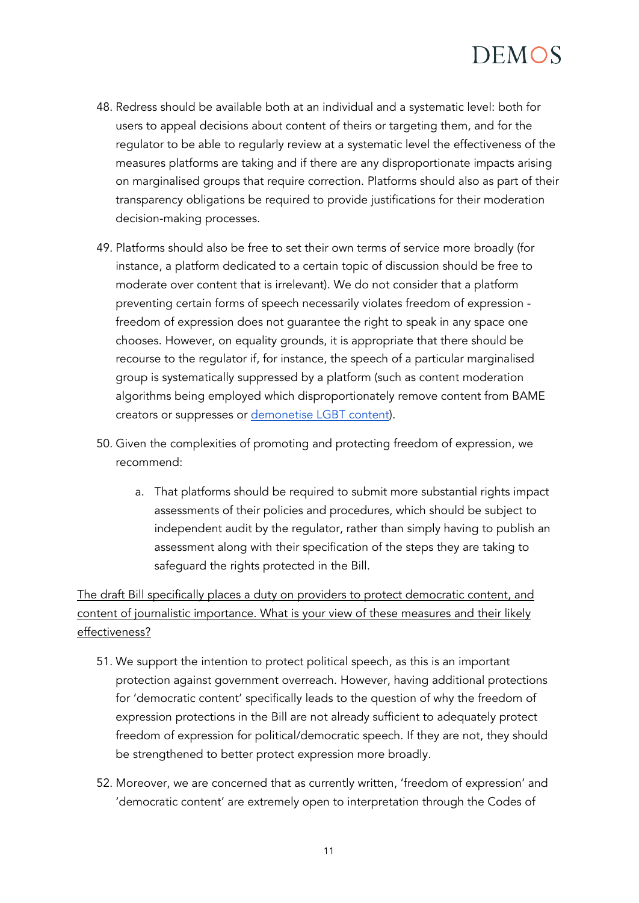48. Redress should be available both at an individual and a systematic level: both for users to appeal decisions about content of theirs or targeting them, and for the regulator to be able to regularly review at a systematic level the effectiveness of the measures platforms are taking and if there are any disproportionate impacts arising on marginalised groups that require correction. Platforms should also as part of their transparency obligations be required to provide justifications for their moderation decision-making processes.

49. Platforms should also be free to set their own terms of service more broadly (for instance, a platform dedicated to a certain topic of discussion should be free to moderate over content that is irrelevant). We do not consider that a platform preventing certain forms of speech necessarily violates freedom of expression - freedom of expression does not guarantee the right to speak in any space one chooses. However, on equality grounds, it is appropriate that there should be recourse to the regulator if, for instance, the speech of a particular marginalised group is systematically suppressed by a platform (such as content moderation algorithms being employed which disproportionately remove content from BAME creators or suppresses or demonetise LGBT content).

50. Given the complexities of promoting and protecting freedom of expression, we recommend:

    a. That platforms should be required to submit more substantial rights impact assessments of their policies and procedures, which should be subject to independent audit by the regulator, rather than simply having to publish an assessment along with their specification of the steps they are taking to safeguard the rights protected in the Bill.

<u>The draft Bill specifically places a duty on providers to protect democratic content, and content of journalistic importance. What is your view of these measures and their likely effectiveness?</u>

51. We support the intention to protect political speech, as this is an important protection against government overreach. However, having additional protections for 'democratic content' specifically leads to the question of why the freedom of expression protections in the Bill are not already sufficient to adequately protect freedom of expression for political/democratic speech. If they are not, they should be strengthened to better protect expression more broadly.

52. Moreover, we are concerned that as currently written, 'freedom of expression' and 'democratic content' are extremely open to interpretation through the Codes of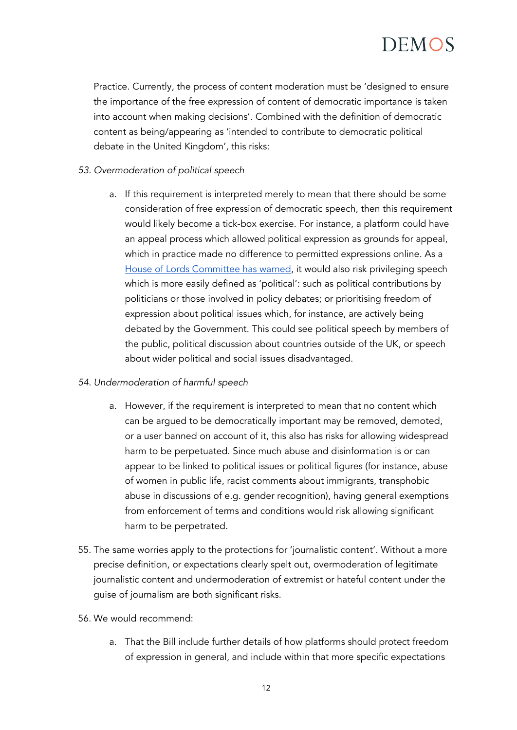Practice. Currently, the process of content moderation must be 'designed to ensure the importance of the free expression of content of democratic importance is taken into account when making decisions'. Combined with the definition of democratic content as being/appearing as 'intended to contribute to democratic political debate in the United Kingdom', this risks:

53. *Overmoderation of political speech*

    a. If this requirement is interpreted merely to mean that there should be some consideration of free expression of democratic speech, then this requirement would likely become a tick-box exercise. For instance, a platform could have an appeal process which allowed political expression as grounds for appeal, which in practice made no difference to permitted expressions online. As a House of Lords Committee has warned, it would also risk privileging speech which is more easily defined as 'political': such as political contributions by politicians or those involved in policy debates; or prioritising freedom of expression about political issues which, for instance, are actively being debated by the Government. This could see political speech by members of the public, political discussion about countries outside of the UK, or speech about wider political and social issues disadvantaged.

54. *Undermoderation of harmful speech*

    a. However, if the requirement is interpreted to mean that no content which can be argued to be democratically important may be removed, demoted, or a user banned on account of it, this also has risks for allowing widespread harm to be perpetuated. Since much abuse and disinformation is or can appear to be linked to political issues or political figures (for instance, abuse of women in public life, racist comments about immigrants, transphobic abuse in discussions of e.g. gender recognition), having general exemptions from enforcement of terms and conditions would risk allowing significant harm to be perpetrated.

55. The same worries apply to the protections for 'journalistic content'. Without a more precise definition, or expectations clearly spelt out, overmoderation of legitimate journalistic content and undermoderation of extremist or hateful content under the guise of journalism are both significant risks.

56. We would recommend:

    a. That the Bill include further details of how platforms should protect freedom of expression in general, and include within that more specific expectations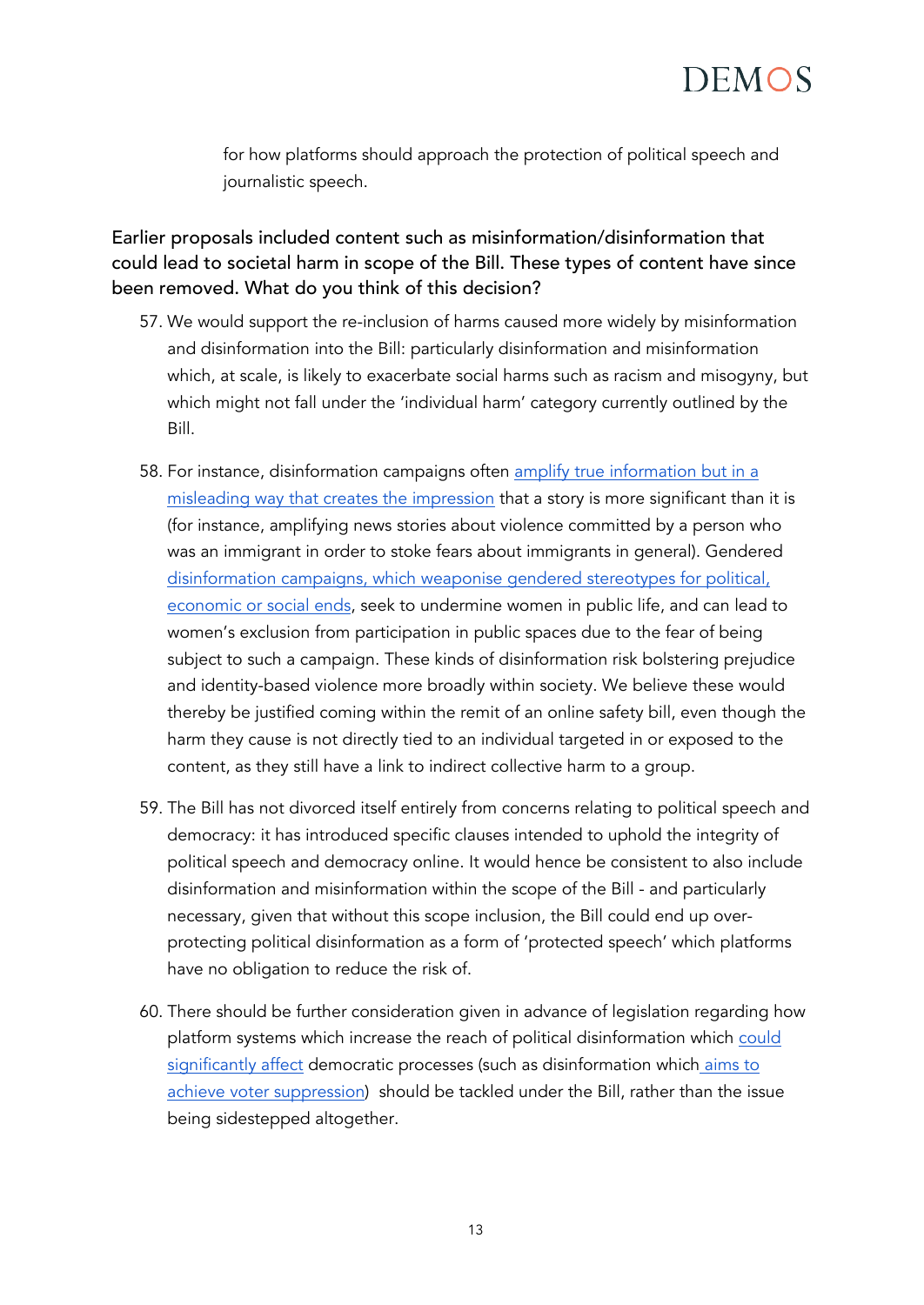for how platforms should approach the protection of political speech and journalistic speech.

### Earlier proposals included content such as misinformation/disinformation that could lead to societal harm in scope of the Bill. These types of content have since been removed. What do you think of this decision?

57. We would support the re-inclusion of harms caused more widely by misinformation and disinformation into the Bill: particularly disinformation and misinformation which, at scale, is likely to exacerbate social harms such as racism and misogyny, but which might not fall under the 'individual harm' category currently outlined by the Bill.

58. For instance, disinformation campaigns often amplify true information but in a misleading way that creates the impression that a story is more significant than it is (for instance, amplifying news stories about violence committed by a person who was an immigrant in order to stoke fears about immigrants in general). Gendered disinformation campaigns, which weaponise gendered stereotypes for political, economic or social ends, seek to undermine women in public life, and can lead to women's exclusion from participation in public spaces due to the fear of being subject to such a campaign. These kinds of disinformation risk bolstering prejudice and identity-based violence more broadly within society. We believe these would thereby be justified coming within the remit of an online safety bill, even though the harm they cause is not directly tied to an individual targeted in or exposed to the content, as they still have a link to indirect collective harm to a group.

59. The Bill has not divorced itself entirely from concerns relating to political speech and democracy: it has introduced specific clauses intended to uphold the integrity of political speech and democracy online. It would hence be consistent to also include disinformation and misinformation within the scope of the Bill - and particularly necessary, given that without this scope inclusion, the Bill could end up over-protecting political disinformation as a form of 'protected speech' which platforms have no obligation to reduce the risk of.

60. There should be further consideration given in advance of legislation regarding how platform systems which increase the reach of political disinformation which could significantly affect democratic processes (such as disinformation which aims to achieve voter suppression) should be tackled under the Bill, rather than the issue being sidestepped altogether.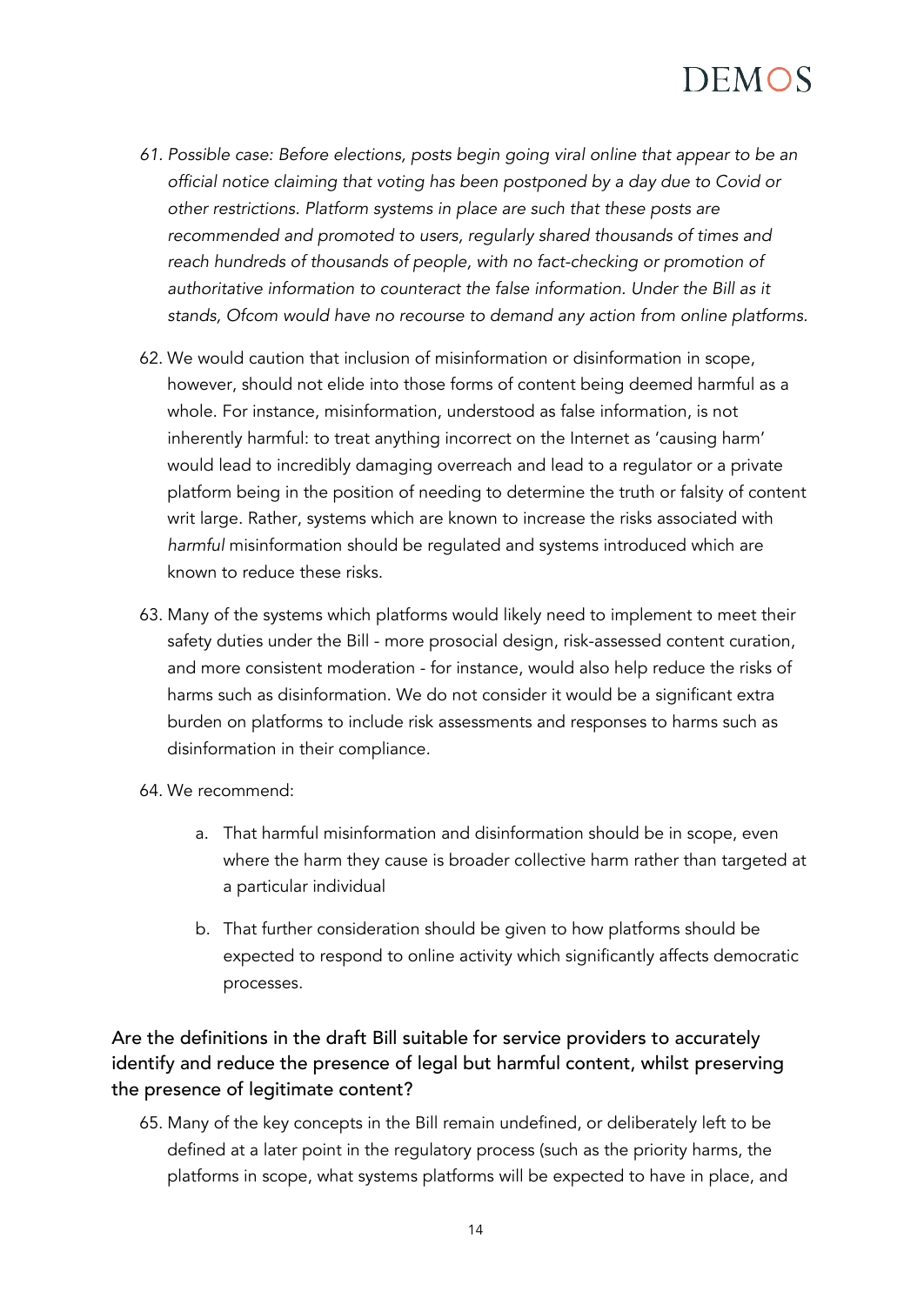61. *Possible case: Before elections, posts begin going viral online that appear to be an official notice claiming that voting has been postponed by a day due to Covid or other restrictions. Platform systems in place are such that these posts are recommended and promoted to users, regularly shared thousands of times and reach hundreds of thousands of people, with no fact-checking or promotion of authoritative information to counteract the false information. Under the Bill as it stands, Ofcom would have no recourse to demand any action from online platforms.*

62. We would caution that inclusion of misinformation or disinformation in scope, however, should not elide into those forms of content being deemed harmful as a whole. For instance, misinformation, understood as false information, is not inherently harmful: to treat anything incorrect on the Internet as 'causing harm' would lead to incredibly damaging overreach and lead to a regulator or a private platform being in the position of needing to determine the truth or falsity of content writ large. Rather, systems which are known to increase the risks associated with *harmful* misinformation should be regulated and systems introduced which are known to reduce these risks.

63. Many of the systems which platforms would likely need to implement to meet their safety duties under the Bill - more prosocial design, risk-assessed content curation, and more consistent moderation - for instance, would also help reduce the risks of harms such as disinformation. We do not consider it would be a significant extra burden on platforms to include risk assessments and responses to harms such as disinformation in their compliance.

64. We recommend:

    a. That harmful misinformation and disinformation should be in scope, even where the harm they cause is broader collective harm rather than targeted at a particular individual

    b. That further consideration should be given to how platforms should be expected to respond to online activity which significantly affects democratic processes.

## Are the definitions in the draft Bill suitable for service providers to accurately identify and reduce the presence of legal but harmful content, whilst preserving the presence of legitimate content?

65. Many of the key concepts in the Bill remain undefined, or deliberately left to be defined at a later point in the regulatory process (such as the priority harms, the platforms in scope, what systems platforms will be expected to have in place, and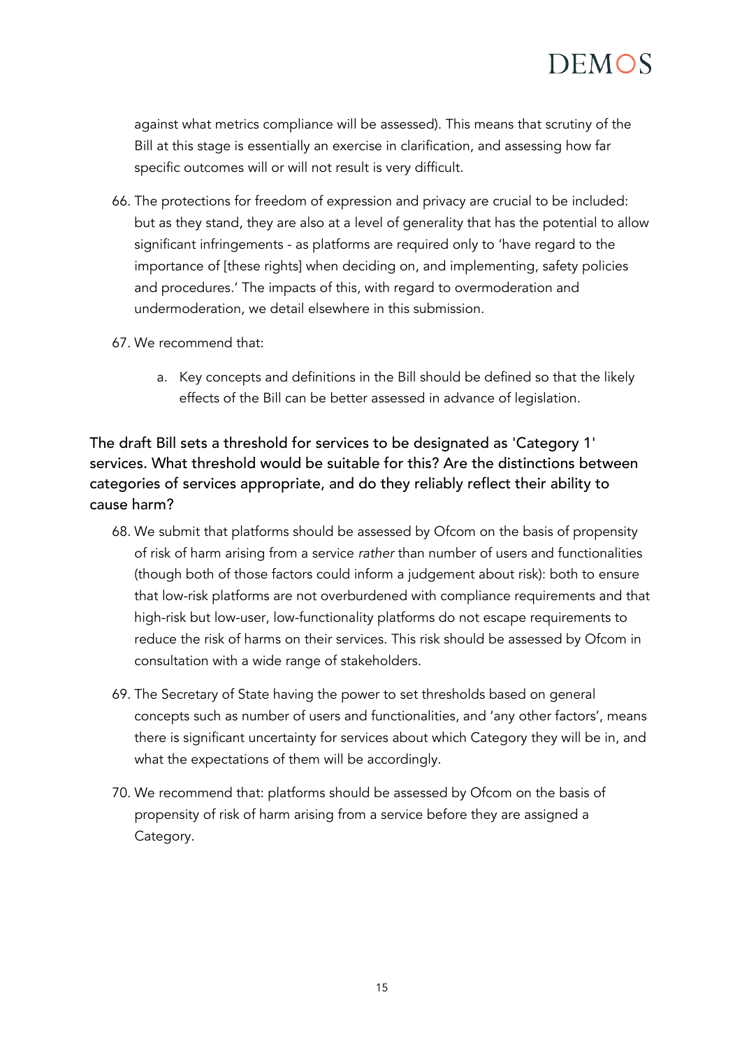against what metrics compliance will be assessed). This means that scrutiny of the Bill at this stage is essentially an exercise in clarification, and assessing how far specific outcomes will or will not result is very difficult.

66. The protections for freedom of expression and privacy are crucial to be included: but as they stand, they are also at a level of generality that has the potential to allow significant infringements - as platforms are required only to 'have regard to the importance of [these rights] when deciding on, and implementing, safety policies and procedures.' The impacts of this, with regard to overmoderation and undermoderation, we detail elsewhere in this submission.

67. We recommend that:

    a. Key concepts and definitions in the Bill should be defined so that the likely effects of the Bill can be better assessed in advance of legislation.

### The draft Bill sets a threshold for services to be designated as 'Category 1' services. What threshold would be suitable for this? Are the distinctions between categories of services appropriate, and do they reliably reflect their ability to cause harm?

68. We submit that platforms should be assessed by Ofcom on the basis of propensity of risk of harm arising from a service *rather* than number of users and functionalities (though both of those factors could inform a judgement about risk): both to ensure that low-risk platforms are not overburdened with compliance requirements and that high-risk but low-user, low-functionality platforms do not escape requirements to reduce the risk of harms on their services. This risk should be assessed by Ofcom in consultation with a wide range of stakeholders.

69. The Secretary of State having the power to set thresholds based on general concepts such as number of users and functionalities, and 'any other factors', means there is significant uncertainty for services about which Category they will be in, and what the expectations of them will be accordingly.

70. We recommend that: platforms should be assessed by Ofcom on the basis of propensity of risk of harm arising from a service before they are assigned a Category.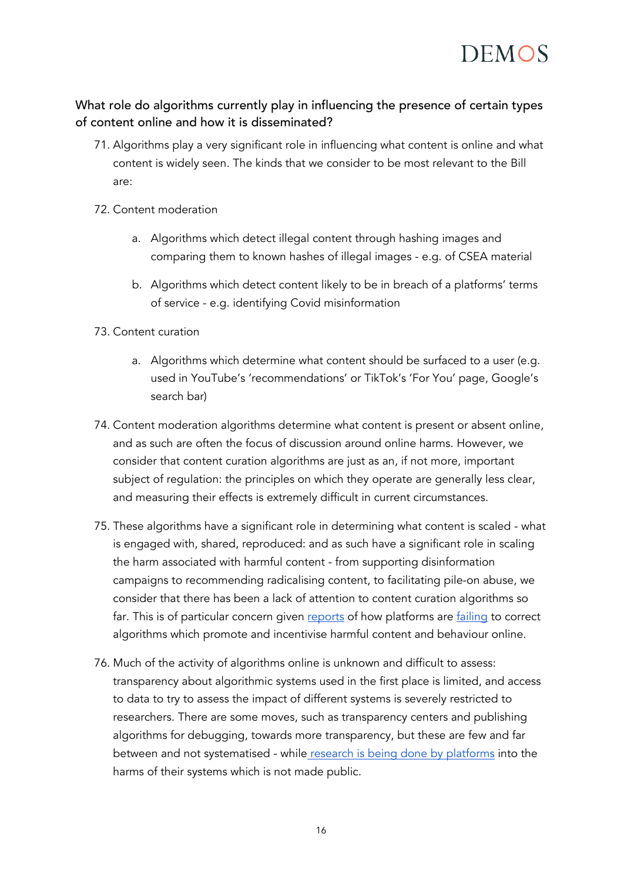## What role do algorithms currently play in influencing the presence of certain types of content online and how it is disseminated?

71. Algorithms play a very significant role in influencing what content is online and what content is widely seen. The kinds that we consider to be most relevant to the Bill are:

72. Content moderation

    a. Algorithms which detect illegal content through hashing images and comparing them to known hashes of illegal images - e.g. of CSEA material

    b. Algorithms which detect content likely to be in breach of a platforms' terms of service - e.g. identifying Covid misinformation

73. Content curation

    a. Algorithms which determine what content should be surfaced to a user (e.g. used in YouTube's 'recommendations' or TikTok's 'For You' page, Google's search bar)

74. Content moderation algorithms determine what content is present or absent online, and as such are often the focus of discussion around online harms. However, we consider that content curation algorithms are just as an, if not more, important subject of regulation: the principles on which they operate are generally less clear, and measuring their effects is extremely difficult in current circumstances.

75. These algorithms have a significant role in determining what content is scaled - what is engaged with, shared, reproduced: and as such have a significant role in scaling the harm associated with harmful content - from supporting disinformation campaigns to recommending radicalising content, to facilitating pile-on abuse, we consider that there has been a lack of attention to content curation algorithms so far. This is of particular concern given reports of how platforms are failing to correct algorithms which promote and incentivise harmful content and behaviour online.

76. Much of the activity of algorithms online is unknown and difficult to assess: transparency about algorithmic systems used in the first place is limited, and access to data to try to assess the impact of different systems is severely restricted to researchers. There are some moves, such as transparency centers and publishing algorithms for debugging, towards more transparency, but these are few and far between and not systematised - while research is being done by platforms into the harms of their systems which is not made public.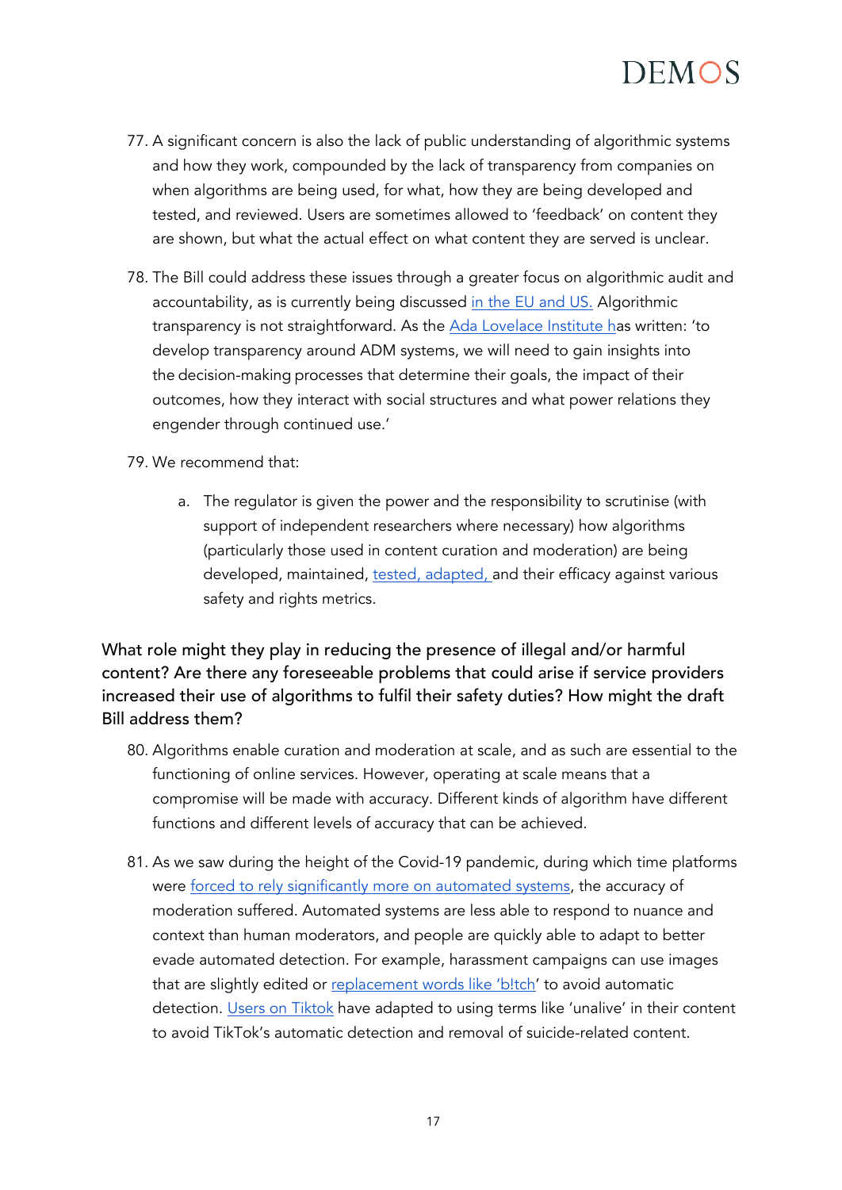77. A significant concern is also the lack of public understanding of algorithmic systems and how they work, compounded by the lack of transparency from companies on when algorithms are being used, for what, how they are being developed and tested, and reviewed. Users are sometimes allowed to 'feedback' on content they are shown, but what the actual effect on what content they are served is unclear.

78. The Bill could address these issues through a greater focus on algorithmic audit and accountability, as is currently being discussed in the EU and US. Algorithmic transparency is not straightforward. As the Ada Lovelace Institute has written: 'to develop transparency around ADM systems, we will need to gain insights into the decision-making processes that determine their goals, the impact of their outcomes, how they interact with social structures and what power relations they engender through continued use.'

79. We recommend that:

    a. The regulator is given the power and the responsibility to scrutinise (with support of independent researchers where necessary) how algorithms (particularly those used in content curation and moderation) are being developed, maintained, tested, adapted, and their efficacy against various safety and rights metrics.

## What role might they play in reducing the presence of illegal and/or harmful content? Are there any foreseeable problems that could arise if service providers increased their use of algorithms to fulfil their safety duties? How might the draft Bill address them?

80. Algorithms enable curation and moderation at scale, and as such are essential to the functioning of online services. However, operating at scale means that a compromise will be made with accuracy. Different kinds of algorithm have different functions and different levels of accuracy that can be achieved.

81. As we saw during the height of the Covid-19 pandemic, during which time platforms were forced to rely significantly more on automated systems, the accuracy of moderation suffered. Automated systems are less able to respond to nuance and context than human moderators, and people are quickly able to adapt to better evade automated detection. For example, harassment campaigns can use images that are slightly edited or replacement words like 'b!tch' to avoid automatic detection. Users on Tiktok have adapted to using terms like 'unalive' in their content to avoid TikTok's automatic detection and removal of suicide-related content.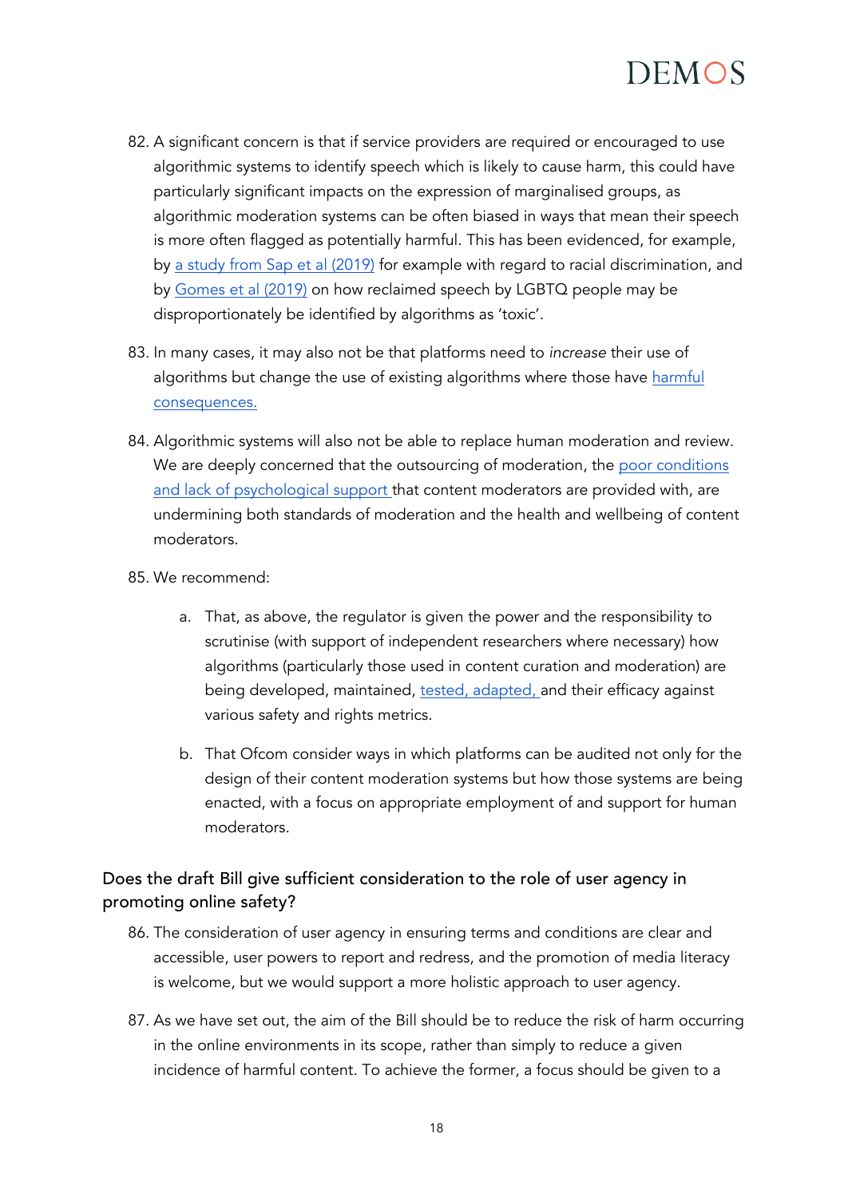82. A significant concern is that if service providers are required or encouraged to use algorithmic systems to identify speech which is likely to cause harm, this could have particularly significant impacts on the expression of marginalised groups, as algorithmic moderation systems can be often biased in ways that mean their speech is more often flagged as potentially harmful. This has been evidenced, for example, by a study from Sap et al (2019) for example with regard to racial discrimination, and by Gomes et al (2019) on how reclaimed speech by LGBTQ people may be disproportionately be identified by algorithms as 'toxic'.

83. In many cases, it may also not be that platforms need to *increase* their use of algorithms but change the use of existing algorithms where those have harmful consequences.

84. Algorithmic systems will also not be able to replace human moderation and review. We are deeply concerned that the outsourcing of moderation, the poor conditions and lack of psychological support that content moderators are provided with, are undermining both standards of moderation and the health and wellbeing of content moderators.

85. We recommend:

    a. That, as above, the regulator is given the power and the responsibility to scrutinise (with support of independent researchers where necessary) how algorithms (particularly those used in content curation and moderation) are being developed, maintained, tested, adapted, and their efficacy against various safety and rights metrics.

    b. That Ofcom consider ways in which platforms can be audited not only for the design of their content moderation systems but how those systems are being enacted, with a focus on appropriate employment of and support for human moderators.

### Does the draft Bill give sufficient consideration to the role of user agency in promoting online safety?

86. The consideration of user agency in ensuring terms and conditions are clear and accessible, user powers to report and redress, and the promotion of media literacy is welcome, but we would support a more holistic approach to user agency.

87. As we have set out, the aim of the Bill should be to reduce the risk of harm occurring in the online environments in its scope, rather than simply to reduce a given incidence of harmful content. To achieve the former, a focus should be given to a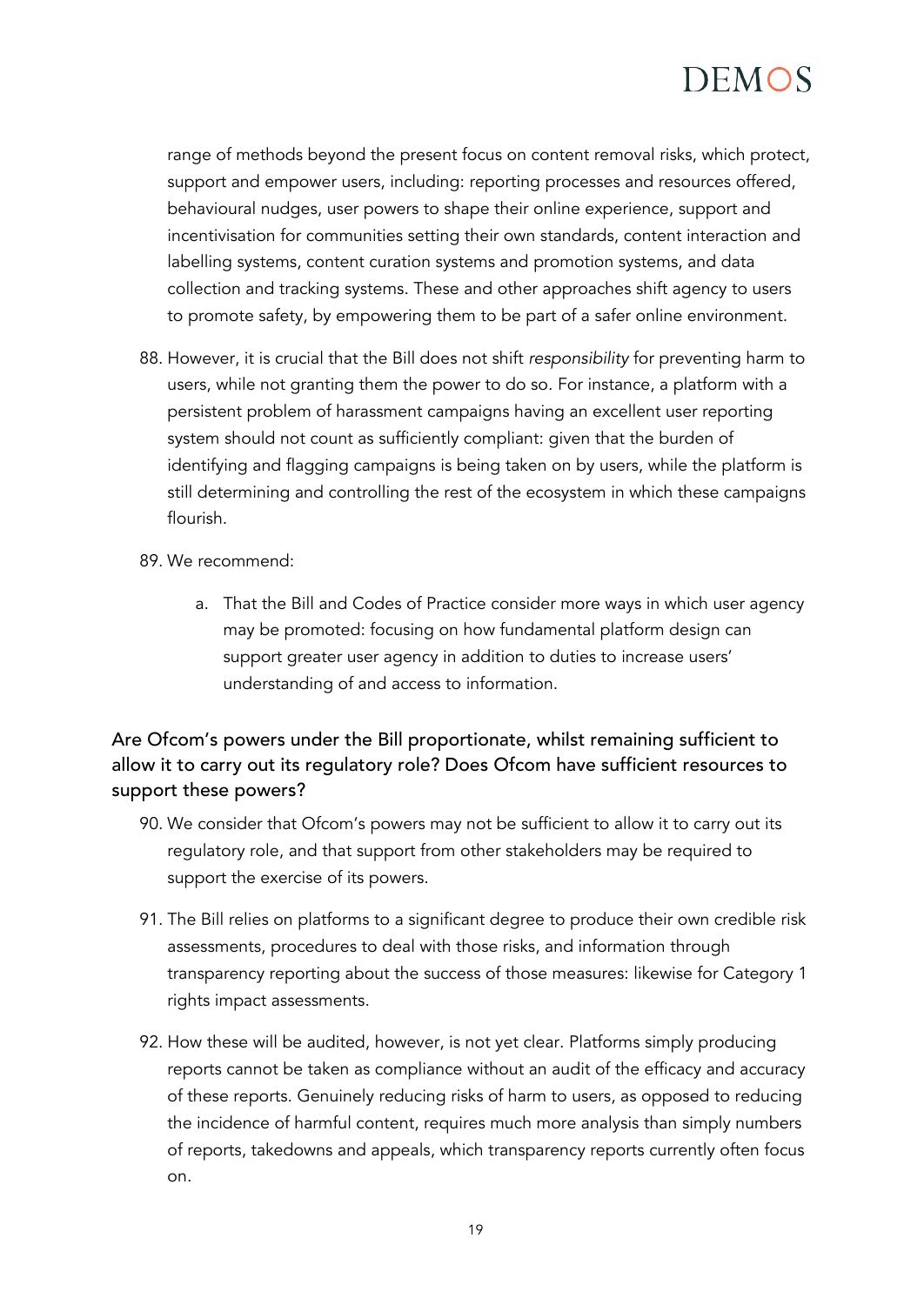range of methods beyond the present focus on content removal risks, which protect, support and empower users, including: reporting processes and resources offered, behavioural nudges, user powers to shape their online experience, support and incentivisation for communities setting their own standards, content interaction and labelling systems, content curation systems and promotion systems, and data collection and tracking systems. These and other approaches shift agency to users to promote safety, by empowering them to be part of a safer online environment.

88. However, it is crucial that the Bill does not shift *responsibility* for preventing harm to users, while not granting them the power to do so. For instance, a platform with a persistent problem of harassment campaigns having an excellent user reporting system should not count as sufficiently compliant: given that the burden of identifying and flagging campaigns is being taken on by users, while the platform is still determining and controlling the rest of the ecosystem in which these campaigns flourish.

89. We recommend:

    a. That the Bill and Codes of Practice consider more ways in which user agency may be promoted: focusing on how fundamental platform design can support greater user agency in addition to duties to increase users' understanding of and access to information.

## Are Ofcom's powers under the Bill proportionate, whilst remaining sufficient to allow it to carry out its regulatory role? Does Ofcom have sufficient resources to support these powers?

90. We consider that Ofcom's powers may not be sufficient to allow it to carry out its regulatory role, and that support from other stakeholders may be required to support the exercise of its powers.

91. The Bill relies on platforms to a significant degree to produce their own credible risk assessments, procedures to deal with those risks, and information through transparency reporting about the success of those measures: likewise for Category 1 rights impact assessments.

92. How these will be audited, however, is not yet clear. Platforms simply producing reports cannot be taken as compliance without an audit of the efficacy and accuracy of these reports. Genuinely reducing risks of harm to users, as opposed to reducing the incidence of harmful content, requires much more analysis than simply numbers of reports, takedowns and appeals, which transparency reports currently often focus on.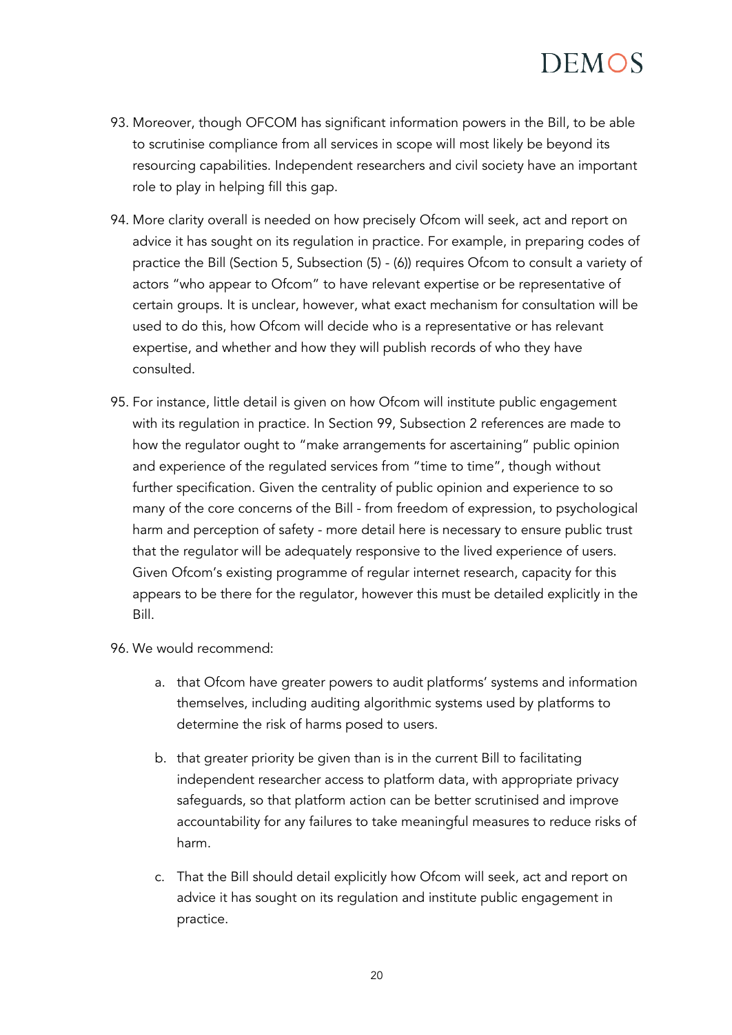93. Moreover, though OFCOM has significant information powers in the Bill, to be able to scrutinise compliance from all services in scope will most likely be beyond its resourcing capabilities. Independent researchers and civil society have an important role to play in helping fill this gap.

94. More clarity overall is needed on how precisely Ofcom will seek, act and report on advice it has sought on its regulation in practice. For example, in preparing codes of practice the Bill (Section 5, Subsection (5) - (6)) requires Ofcom to consult a variety of actors "who appear to Ofcom" to have relevant expertise or be representative of certain groups. It is unclear, however, what exact mechanism for consultation will be used to do this, how Ofcom will decide who is a representative or has relevant expertise, and whether and how they will publish records of who they have consulted.

95. For instance, little detail is given on how Ofcom will institute public engagement with its regulation in practice. In Section 99, Subsection 2 references are made to how the regulator ought to "make arrangements for ascertaining" public opinion and experience of the regulated services from "time to time", though without further specification. Given the centrality of public opinion and experience to so many of the core concerns of the Bill - from freedom of expression, to psychological harm and perception of safety - more detail here is necessary to ensure public trust that the regulator will be adequately responsive to the lived experience of users. Given Ofcom's existing programme of regular internet research, capacity for this appears to be there for the regulator, however this must be detailed explicitly in the Bill.

96. We would recommend:

    a. that Ofcom have greater powers to audit platforms' systems and information themselves, including auditing algorithmic systems used by platforms to determine the risk of harms posed to users.

    b. that greater priority be given than is in the current Bill to facilitating independent researcher access to platform data, with appropriate privacy safeguards, so that platform action can be better scrutinised and improve accountability for any failures to take meaningful measures to reduce risks of harm.

    c. That the Bill should detail explicitly how Ofcom will seek, act and report on advice it has sought on its regulation and institute public engagement in practice.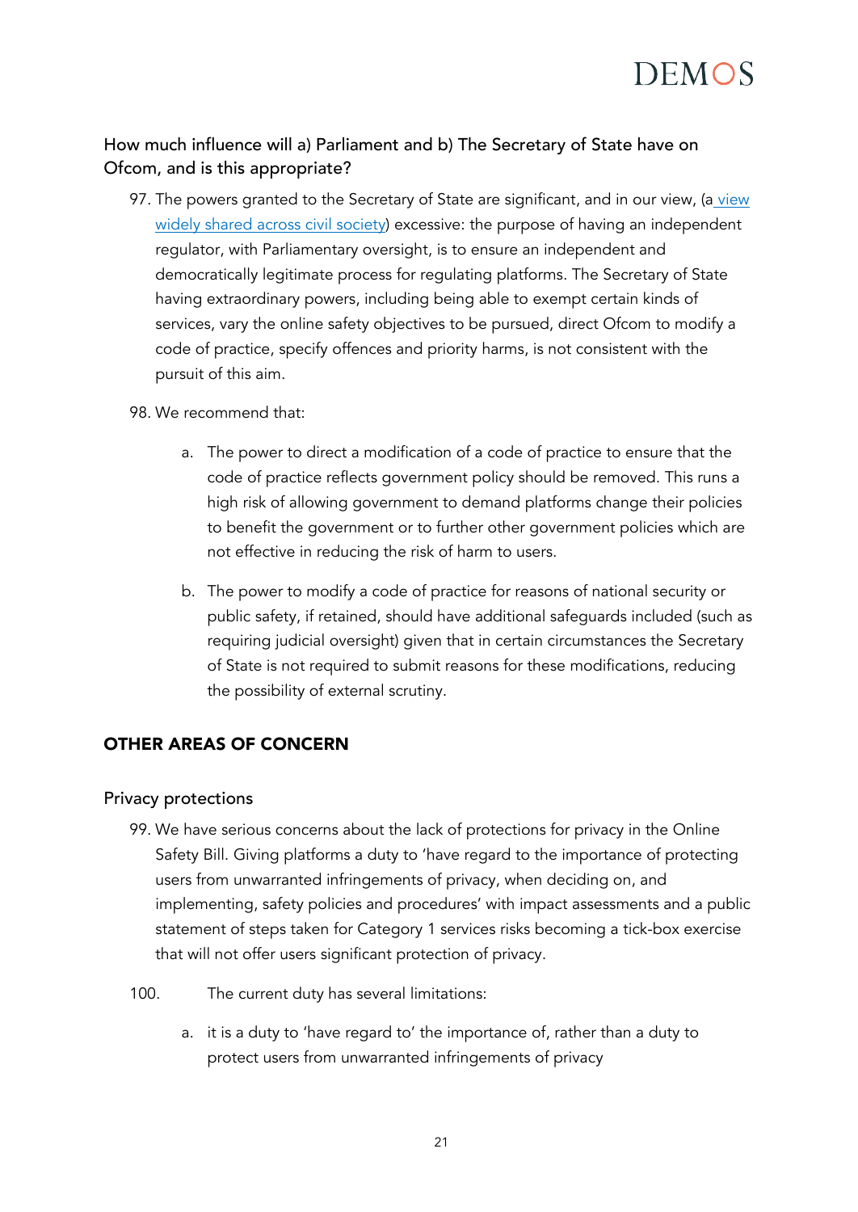### How much influence will a) Parliament and b) The Secretary of State have on Ofcom, and is this appropriate?

97. The powers granted to the Secretary of State are significant, and in our view, (a view widely shared across civil society) excessive: the purpose of having an independent regulator, with Parliamentary oversight, is to ensure an independent and democratically legitimate process for regulating platforms. The Secretary of State having extraordinary powers, including being able to exempt certain kinds of services, vary the online safety objectives to be pursued, direct Ofcom to modify a code of practice, specify offences and priority harms, is not consistent with the pursuit of this aim.

98. We recommend that:

    a. The power to direct a modification of a code of practice to ensure that the code of practice reflects government policy should be removed. This runs a high risk of allowing government to demand platforms change their policies to benefit the government or to further other government policies which are not effective in reducing the risk of harm to users.

    b. The power to modify a code of practice for reasons of national security or public safety, if retained, should have additional safeguards included (such as requiring judicial oversight) given that in certain circumstances the Secretary of State is not required to submit reasons for these modifications, reducing the possibility of external scrutiny.

## OTHER AREAS OF CONCERN

### Privacy protections

99. We have serious concerns about the lack of protections for privacy in the Online Safety Bill. Giving platforms a duty to 'have regard to the importance of protecting users from unwarranted infringements of privacy, when deciding on, and implementing, safety policies and procedures' with impact assessments and a public statement of steps taken for Category 1 services risks becoming a tick-box exercise that will not offer users significant protection of privacy.

100. The current duty has several limitations:

    a. it is a duty to 'have regard to' the importance of, rather than a duty to protect users from unwarranted infringements of privacy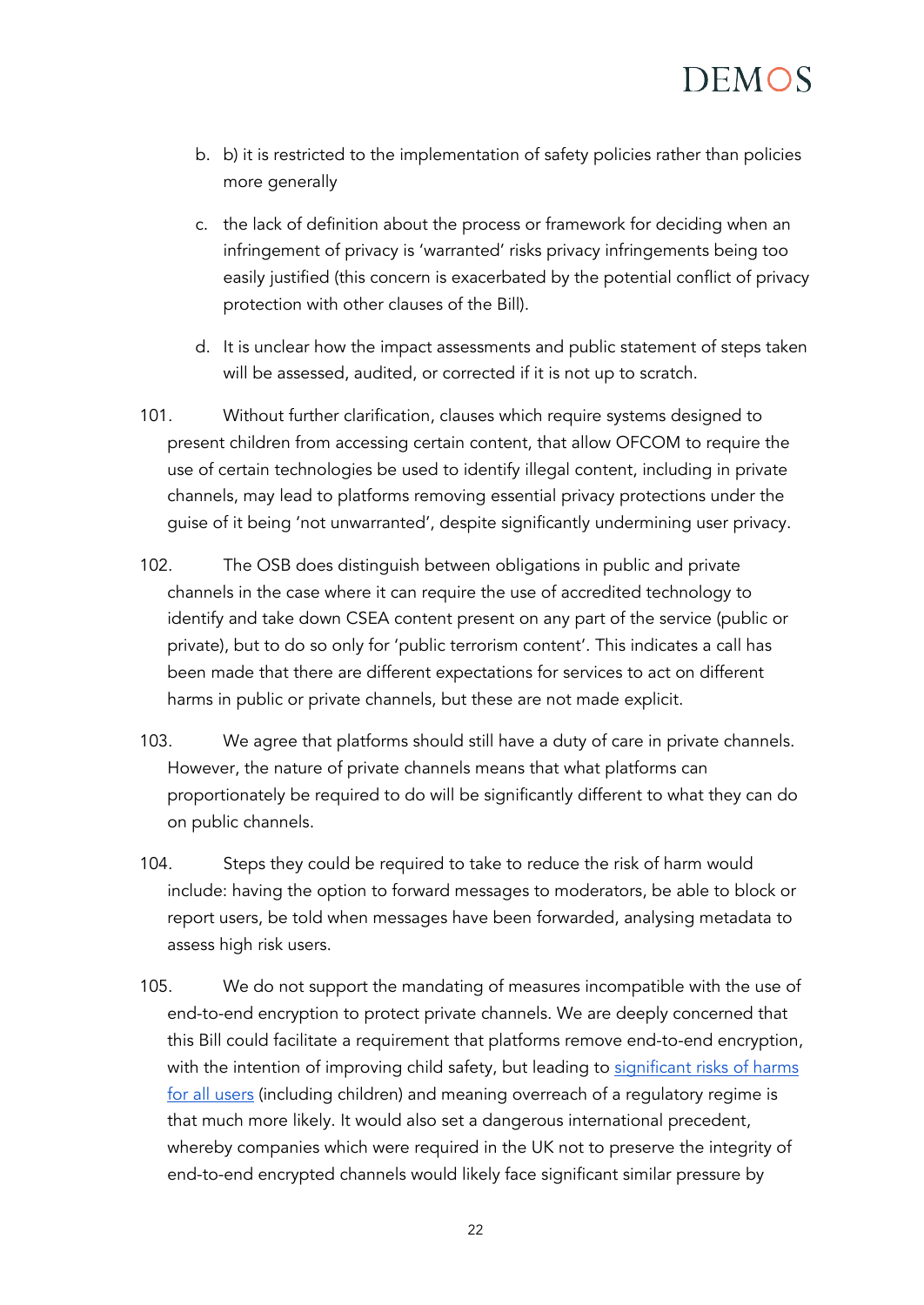b. b) it is restricted to the implementation of safety policies rather than policies more generally

c. the lack of definition about the process or framework for deciding when an infringement of privacy is 'warranted' risks privacy infringements being too easily justified (this concern is exacerbated by the potential conflict of privacy protection with other clauses of the Bill).

d. It is unclear how the impact assessments and public statement of steps taken will be assessed, audited, or corrected if it is not up to scratch.

101. Without further clarification, clauses which require systems designed to present children from accessing certain content, that allow OFCOM to require the use of certain technologies be used to identify illegal content, including in private channels, may lead to platforms removing essential privacy protections under the guise of it being 'not unwarranted', despite significantly undermining user privacy.

102. The OSB does distinguish between obligations in public and private channels in the case where it can require the use of accredited technology to identify and take down CSEA content present on any part of the service (public or private), but to do so only for 'public terrorism content'. This indicates a call has been made that there are different expectations for services to act on different harms in public or private channels, but these are not made explicit.

103. We agree that platforms should still have a duty of care in private channels. However, the nature of private channels means that what platforms can proportionately be required to do will be significantly different to what they can do on public channels.

104. Steps they could be required to take to reduce the risk of harm would include: having the option to forward messages to moderators, be able to block or report users, be told when messages have been forwarded, analysing metadata to assess high risk users.

105. We do not support the mandating of measures incompatible with the use of end-to-end encryption to protect private channels. We are deeply concerned that this Bill could facilitate a requirement that platforms remove end-to-end encryption, with the intention of improving child safety, but leading to significant risks of harms for all users (including children) and meaning overreach of a regulatory regime is that much more likely. It would also set a dangerous international precedent, whereby companies which were required in the UK not to preserve the integrity of end-to-end encrypted channels would likely face significant similar pressure by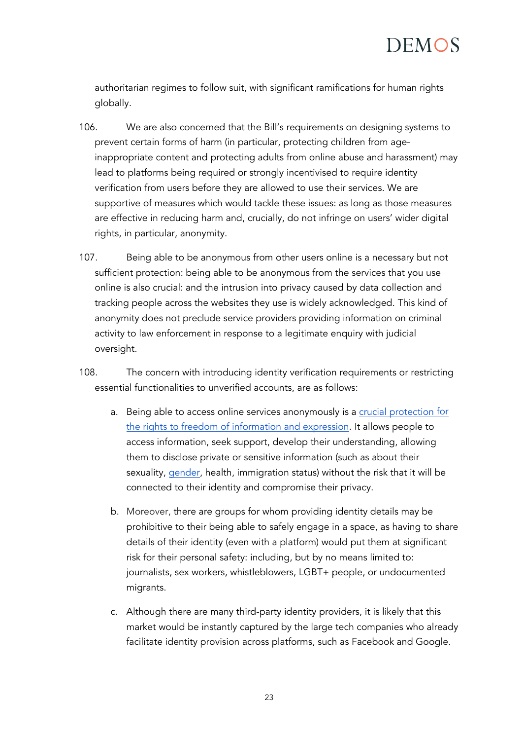authoritarian regimes to follow suit, with significant ramifications for human rights globally.

106. We are also concerned that the Bill's requirements on designing systems to prevent certain forms of harm (in particular, protecting children from age-inappropriate content and protecting adults from online abuse and harassment) may lead to platforms being required or strongly incentivised to require identity verification from users before they are allowed to use their services. We are supportive of measures which would tackle these issues: as long as those measures are effective in reducing harm and, crucially, do not infringe on users' wider digital rights, in particular, anonymity.

107. Being able to be anonymous from other users online is a necessary but not sufficient protection: being able to be anonymous from the services that you use online is also crucial: and the intrusion into privacy caused by data collection and tracking people across the websites they use is widely acknowledged. This kind of anonymity does not preclude service providers providing information on criminal activity to law enforcement in response to a legitimate enquiry with judicial oversight.

108. The concern with introducing identity verification requirements or restricting essential functionalities to unverified accounts, are as follows:

a. Being able to access online services anonymously is a [crucial protection for the rights to freedom of information and expression](). It allows people to access information, seek support, develop their understanding, allowing them to disclose private or sensitive information (such as about their sexuality, [gender](), health, immigration status) without the risk that it will be connected to their identity and compromise their privacy.

b. Moreover, there are groups for whom providing identity details may be prohibitive to their being able to safely engage in a space, as having to share details of their identity (even with a platform) would put them at significant risk for their personal safety: including, but by no means limited to: journalists, sex workers, whistleblowers, LGBT+ people, or undocumented migrants.

c. Although there are many third-party identity providers, it is likely that this market would be instantly captured by the large tech companies who already facilitate identity provision across platforms, such as Facebook and Google.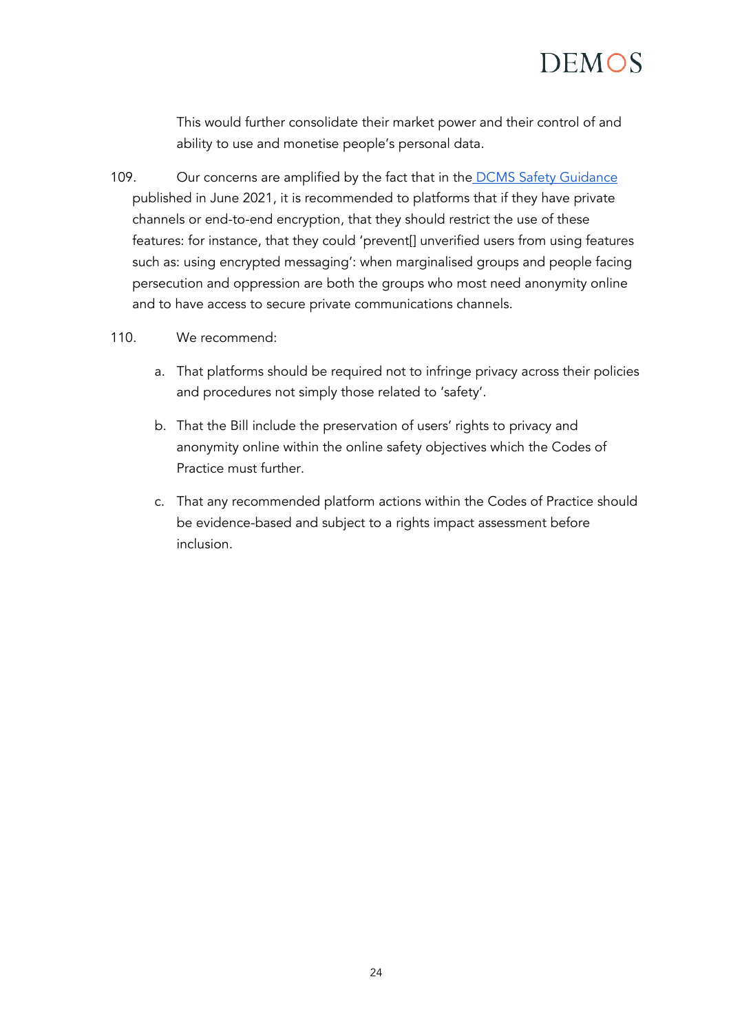This would further consolidate their market power and their control of and ability to use and monetise people's personal data.

109. Our concerns are amplified by the fact that in the DCMS Safety Guidance published in June 2021, it is recommended to platforms that if they have private channels or end-to-end encryption, that they should restrict the use of these features: for instance, that they could 'prevent[] unverified users from using features such as: using encrypted messaging': when marginalised groups and people facing persecution and oppression are both the groups who most need anonymity online and to have access to secure private communications channels.

110. We recommend:

a. That platforms should be required not to infringe privacy across their policies and procedures not simply those related to 'safety'.

b. That the Bill include the preservation of users' rights to privacy and anonymity online within the online safety objectives which the Codes of Practice must further.

c. That any recommended platform actions within the Codes of Practice should be evidence-based and subject to a rights impact assessment before inclusion.